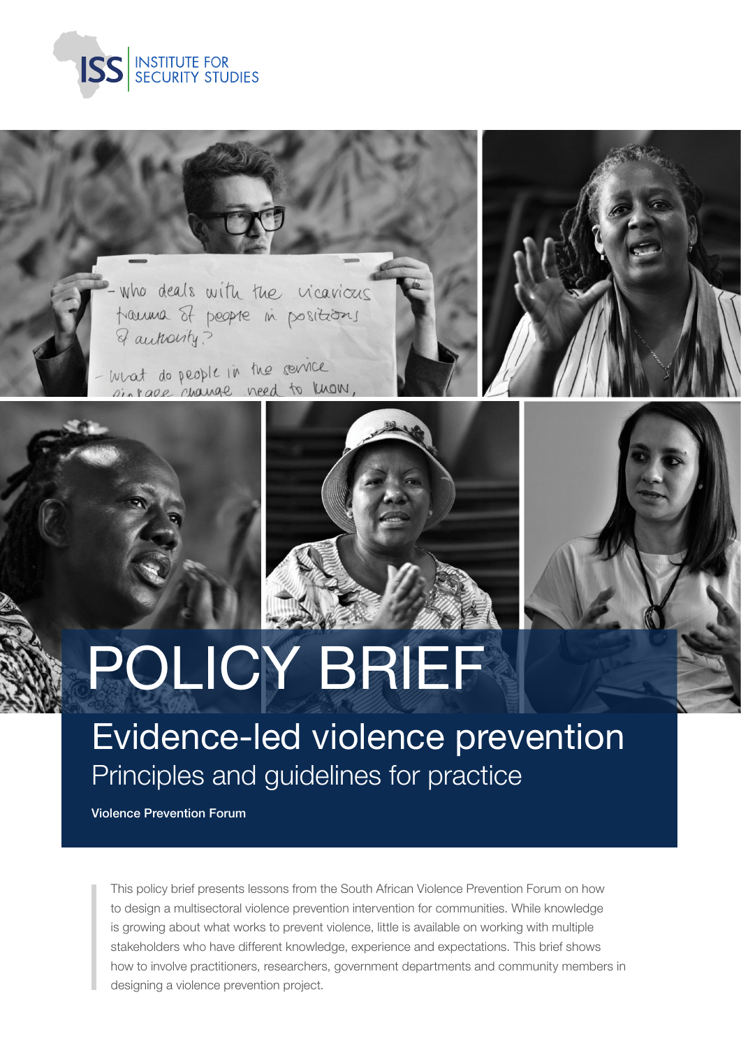INSTITUTE FOR SECURITY STUDIES

# POLICY BRIEF

## Evidence-led violence prevention

### Principles and guidelines for practice

**Violence Prevention Forum**

This policy brief presents lessons from the South African Violence Prevention Forum on how to design a multisectoral violence prevention intervention for communities. While knowledge is growing about what works to prevent violence, little is available on working with multiple stakeholders who have different knowledge, experience and expectations. This brief shows how to involve practitioners, researchers, government departments and community members in designing a violence prevention project.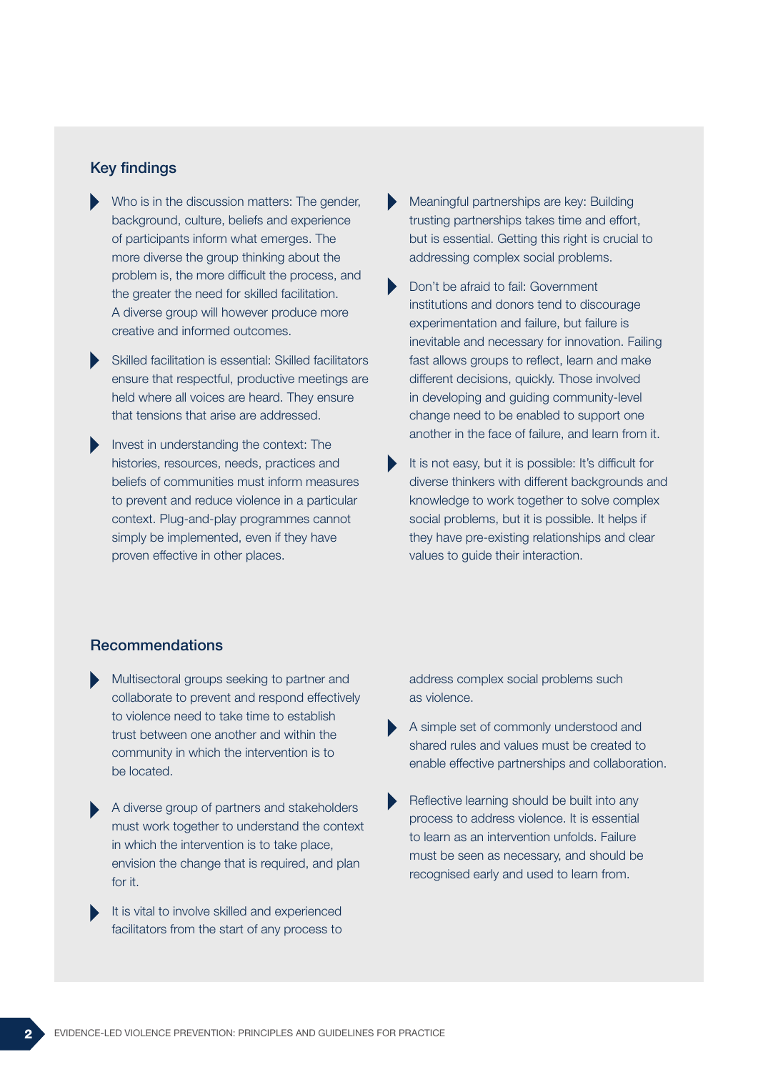## Key findings

- Who is in the discussion matters: The gender, background, culture, beliefs and experience of participants inform what emerges. The more diverse the group thinking about the problem is, the more difficult the process, and the greater the need for skilled facilitation. A diverse group will however produce more creative and informed outcomes.
- Skilled facilitation is essential: Skilled facilitators ensure that respectful, productive meetings are held where all voices are heard. They ensure that tensions that arise are addressed.
- Invest in understanding the context: The histories, resources, needs, practices and beliefs of communities must inform measures to prevent and reduce violence in a particular context. Plug-and-play programmes cannot simply be implemented, even if they have proven effective in other places.
- Meaningful partnerships are key: Building trusting partnerships takes time and effort, but is essential. Getting this right is crucial to addressing complex social problems.
- Don't be afraid to fail: Government institutions and donors tend to discourage experimentation and failure, but failure is inevitable and necessary for innovation. Failing fast allows groups to reflect, learn and make different decisions, quickly. Those involved in developing and guiding community-level change need to be enabled to support one another in the face of failure, and learn from it.
- It is not easy, but it is possible: It's difficult for diverse thinkers with different backgrounds and knowledge to work together to solve complex social problems, but it is possible. It helps if they have pre-existing relationships and clear values to guide their interaction.

## Recommendations

- Multisectoral groups seeking to partner and collaborate to prevent and respond effectively to violence need to take time to establish trust between one another and within the community in which the intervention is to be located.
- A diverse group of partners and stakeholders must work together to understand the context in which the intervention is to take place, envision the change that is required, and plan for it.
- It is vital to involve skilled and experienced facilitators from the start of any process to address complex social problems such as violence.
- A simple set of commonly understood and shared rules and values must be created to enable effective partnerships and collaboration.
- Reflective learning should be built into any process to address violence. It is essential to learn as an intervention unfolds. Failure must be seen as necessary, and should be recognised early and used to learn from.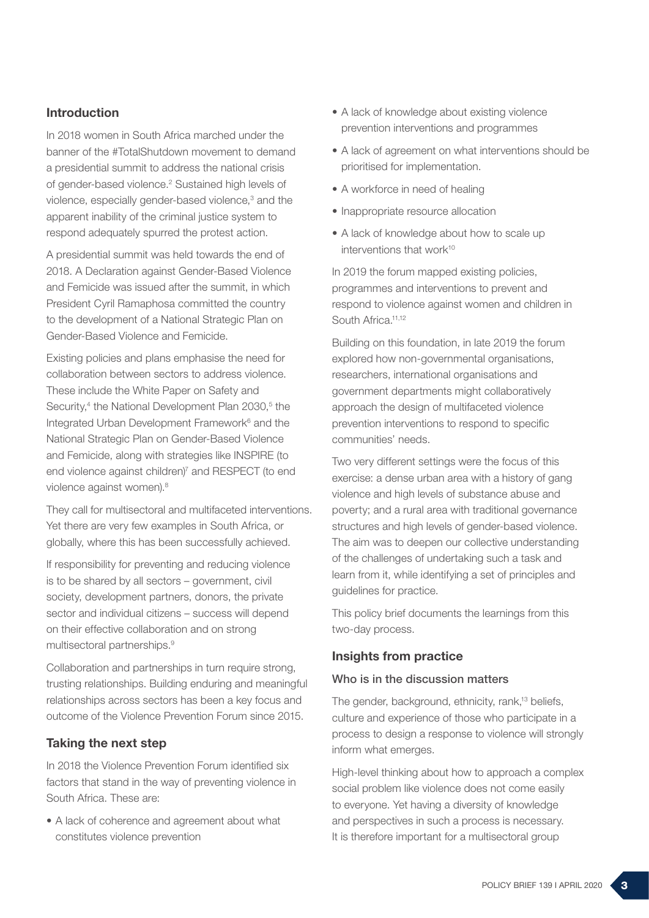## Introduction

In 2018 women in South Africa marched under the banner of the #TotalShutdown movement to demand a presidential summit to address the national crisis of gender-based violence.[2] Sustained high levels of violence, especially gender-based violence,[3] and the apparent inability of the criminal justice system to respond adequately spurred the protest action.

A presidential summit was held towards the end of 2018. A Declaration against Gender-Based Violence and Femicide was issued after the summit, in which President Cyril Ramaphosa committed the country to the development of a National Strategic Plan on Gender-Based Violence and Femicide.

Existing policies and plans emphasise the need for collaboration between sectors to address violence. These include the White Paper on Safety and Security,[4] the National Development Plan 2030,[5] the Integrated Urban Development Framework[6] and the National Strategic Plan on Gender-Based Violence and Femicide, along with strategies like INSPIRE (to end violence against children)[7] and RESPECT (to end violence against women).[8]

They call for multisectoral and multifaceted interventions. Yet there are very few examples in South Africa, or globally, where this has been successfully achieved.

If responsibility for preventing and reducing violence is to be shared by all sectors – government, civil society, development partners, donors, the private sector and individual citizens – success will depend on their effective collaboration and on strong multisectoral partnerships.[9]

Collaboration and partnerships in turn require strong, trusting relationships. Building enduring and meaningful relationships across sectors has been a key focus and outcome of the Violence Prevention Forum since 2015.

## Taking the next step

In 2018 the Violence Prevention Forum identified six factors that stand in the way of preventing violence in South Africa. These are:

- A lack of coherence and agreement about what constitutes violence prevention
- A lack of knowledge about existing violence prevention interventions and programmes
- A lack of agreement on what interventions should be prioritised for implementation.
- A workforce in need of healing
- Inappropriate resource allocation
- A lack of knowledge about how to scale up interventions that work[10]

In 2019 the forum mapped existing policies, programmes and interventions to prevent and respond to violence against women and children in South Africa.[11,12]

Building on this foundation, in late 2019 the forum explored how non-governmental organisations, researchers, international organisations and government departments might collaboratively approach the design of multifaceted violence prevention interventions to respond to specific communities' needs.

Two very different settings were the focus of this exercise: a dense urban area with a history of gang violence and high levels of substance abuse and poverty; and a rural area with traditional governance structures and high levels of gender-based violence. The aim was to deepen our collective understanding of the challenges of undertaking such a task and learn from it, while identifying a set of principles and guidelines for practice.

This policy brief documents the learnings from this two-day process.

## Insights from practice

### Who is in the discussion matters

The gender, background, ethnicity, rank,[13] beliefs, culture and experience of those who participate in a process to design a response to violence will strongly inform what emerges.

High-level thinking about how to approach a complex social problem like violence does not come easily to everyone. Yet having a diversity of knowledge and perspectives in such a process is necessary. It is therefore important for a multisectoral group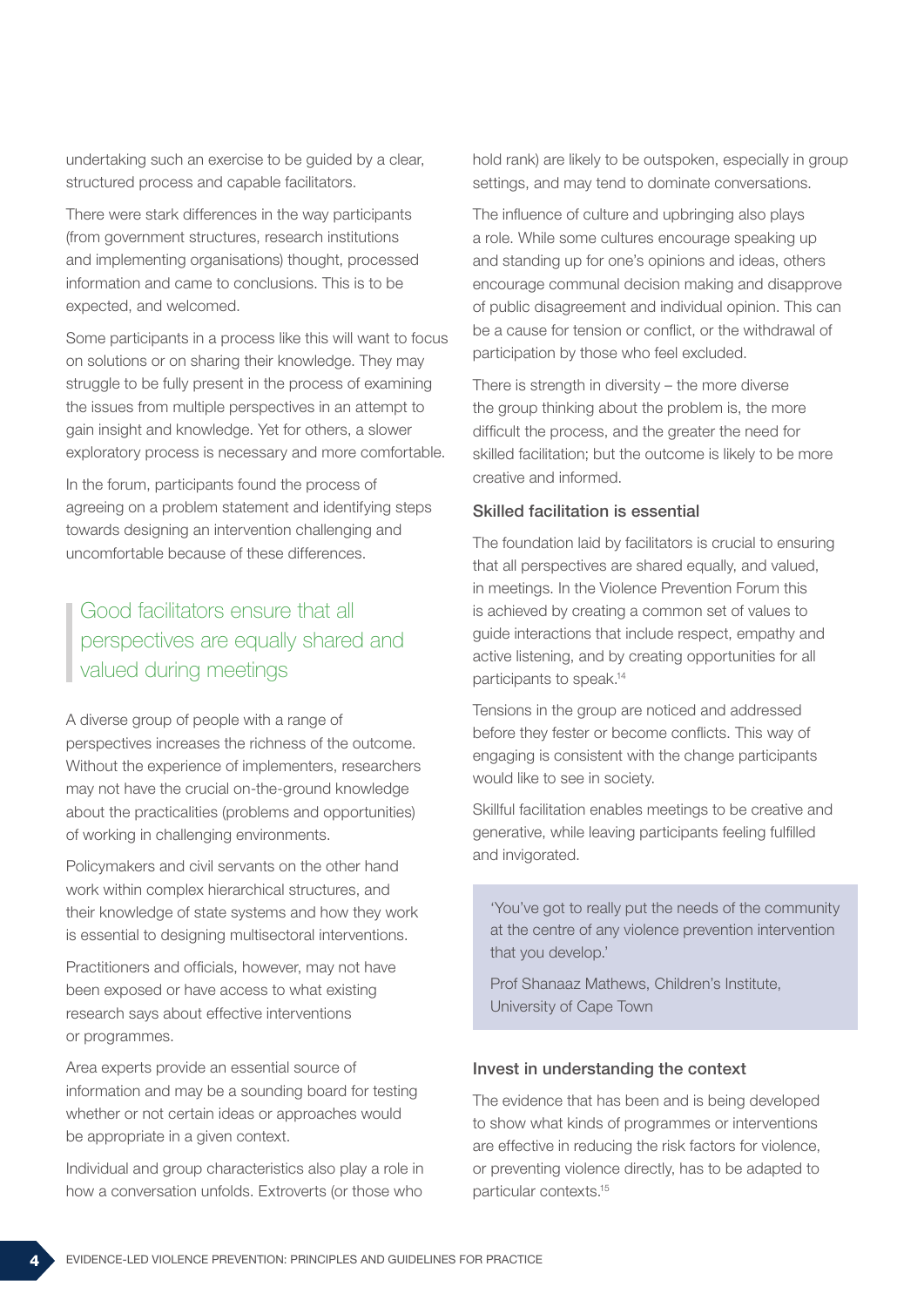undertaking such an exercise to be guided by a clear, structured process and capable facilitators.

There were stark differences in the way participants (from government structures, research institutions and implementing organisations) thought, processed information and came to conclusions. This is to be expected, and welcomed.

Some participants in a process like this will want to focus on solutions or on sharing their knowledge. They may struggle to be fully present in the process of examining the issues from multiple perspectives in an attempt to gain insight and knowledge. Yet for others, a slower exploratory process is necessary and more comfortable.

In the forum, participants found the process of agreeing on a problem statement and identifying steps towards designing an intervention challenging and uncomfortable because of these differences.

> Good facilitators ensure that all perspectives are equally shared and valued during meetings

A diverse group of people with a range of perspectives increases the richness of the outcome. Without the experience of implementers, researchers may not have the crucial on-the-ground knowledge about the practicalities (problems and opportunities) of working in challenging environments.

Policymakers and civil servants on the other hand work within complex hierarchical structures, and their knowledge of state systems and how they work is essential to designing multisectoral interventions.

Practitioners and officials, however, may not have been exposed or have access to what existing research says about effective interventions or programmes.

Area experts provide an essential source of information and may be a sounding board for testing whether or not certain ideas or approaches would be appropriate in a given context.

Individual and group characteristics also play a role in how a conversation unfolds. Extroverts (or those who hold rank) are likely to be outspoken, especially in group settings, and may tend to dominate conversations.

The influence of culture and upbringing also plays a role. While some cultures encourage speaking up and standing up for one's opinions and ideas, others encourage communal decision making and disapprove of public disagreement and individual opinion. This can be a cause for tension or conflict, or the withdrawal of participation by those who feel excluded.

There is strength in diversity – the more diverse the group thinking about the problem is, the more difficult the process, and the greater the need for skilled facilitation; but the outcome is likely to be more creative and informed.

### Skilled facilitation is essential

The foundation laid by facilitators is crucial to ensuring that all perspectives are shared equally, and valued, in meetings. In the Violence Prevention Forum this is achieved by creating a common set of values to guide interactions that include respect, empathy and active listening, and by creating opportunities for all participants to speak.[14]

Tensions in the group are noticed and addressed before they fester or become conflicts. This way of engaging is consistent with the change participants would like to see in society.

Skillful facilitation enables meetings to be creative and generative, while leaving participants feeling fulfilled and invigorated.

> 'You've got to really put the needs of the community at the centre of any violence prevention intervention that you develop.'
>
> Prof Shanaaz Mathews, Children's Institute, University of Cape Town

### Invest in understanding the context

The evidence that has been and is being developed to show what kinds of programmes or interventions are effective in reducing the risk factors for violence, or preventing violence directly, has to be adapted to particular contexts.[15]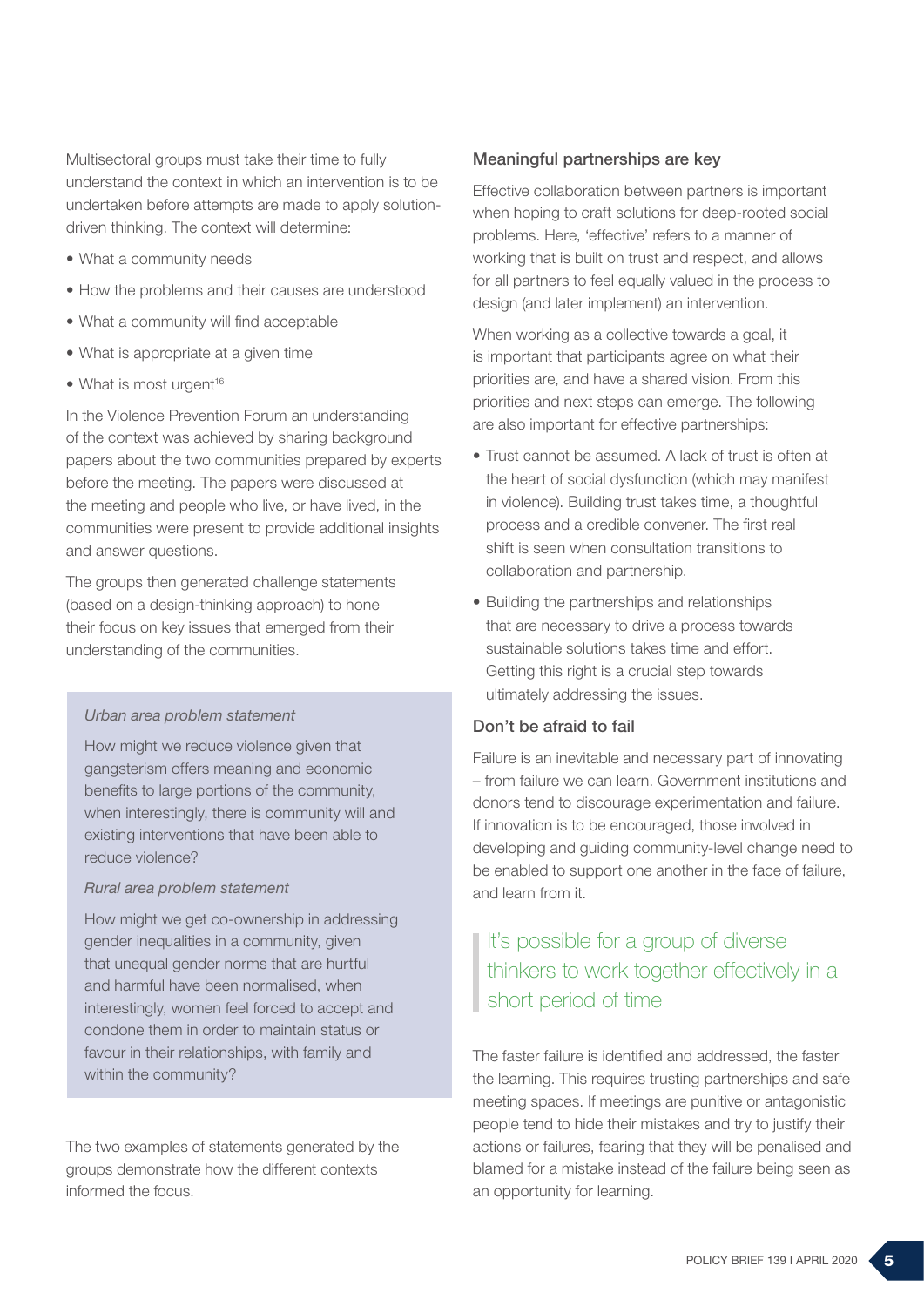Multisectoral groups must take their time to fully understand the context in which an intervention is to be undertaken before attempts are made to apply solution-driven thinking. The context will determine:

- What a community needs
- How the problems and their causes are understood
- What a community will find acceptable
- What is appropriate at a given time
- What is most urgent[16]

In the Violence Prevention Forum an understanding of the context was achieved by sharing background papers about the two communities prepared by experts before the meeting. The papers were discussed at the meeting and people who live, or have lived, in the communities were present to provide additional insights and answer questions.

The groups then generated challenge statements (based on a design-thinking approach) to hone their focus on key issues that emerged from their understanding of the communities.

> *Urban area problem statement*
>
> How might we reduce violence given that gangsterism offers meaning and economic benefits to large portions of the community, when interestingly, there is community will and existing interventions that have been able to reduce violence?
>
> *Rural area problem statement*
>
> How might we get co-ownership in addressing gender inequalities in a community, given that unequal gender norms that are hurtful and harmful have been normalised, when interestingly, women feel forced to accept and condone them in order to maintain status or favour in their relationships, with family and within the community?

The two examples of statements generated by the groups demonstrate how the different contexts informed the focus.

### Meaningful partnerships are key

Effective collaboration between partners is important when hoping to craft solutions for deep-rooted social problems. Here, 'effective' refers to a manner of working that is built on trust and respect, and allows for all partners to feel equally valued in the process to design (and later implement) an intervention.

When working as a collective towards a goal, it is important that participants agree on what their priorities are, and have a shared vision. From this priorities and next steps can emerge. The following are also important for effective partnerships:

- Trust cannot be assumed. A lack of trust is often at the heart of social dysfunction (which may manifest in violence). Building trust takes time, a thoughtful process and a credible convener. The first real shift is seen when consultation transitions to collaboration and partnership.
- Building the partnerships and relationships that are necessary to drive a process towards sustainable solutions takes time and effort. Getting this right is a crucial step towards ultimately addressing the issues.

### Don't be afraid to fail

Failure is an inevitable and necessary part of innovating – from failure we can learn. Government institutions and donors tend to discourage experimentation and failure. If innovation is to be encouraged, those involved in developing and guiding community-level change need to be enabled to support one another in the face of failure, and learn from it.

> It's possible for a group of diverse thinkers to work together effectively in a short period of time

The faster failure is identified and addressed, the faster the learning. This requires trusting partnerships and safe meeting spaces. If meetings are punitive or antagonistic people tend to hide their mistakes and try to justify their actions or failures, fearing that they will be penalised and blamed for a mistake instead of the failure being seen as an opportunity for learning.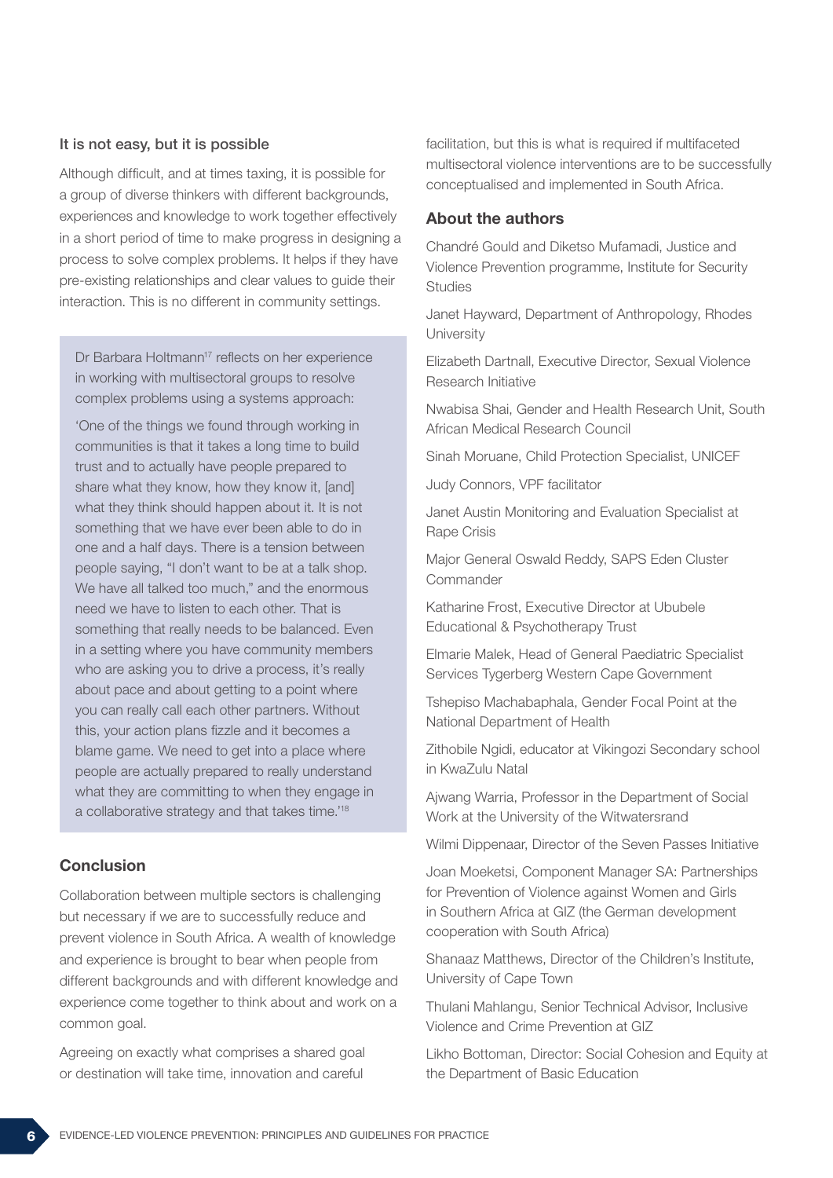### It is not easy, but it is possible

Although difficult, and at times taxing, it is possible for a group of diverse thinkers with different backgrounds, experiences and knowledge to work together effectively in a short period of time to make progress in designing a process to solve complex problems. It helps if they have pre-existing relationships and clear values to guide their interaction. This is no different in community settings.

> Dr Barbara Holtmann[17] reflects on her experience in working with multisectoral groups to resolve complex problems using a systems approach:
>
> 'One of the things we found through working in communities is that it takes a long time to build trust and to actually have people prepared to share what they know, how they know it, [and] what they think should happen about it. It is not something that we have ever been able to do in one and a half days. There is a tension between people saying, "I don't want to be at a talk shop. We have all talked too much," and the enormous need we have to listen to each other. That is something that really needs to be balanced. Even in a setting where you have community members who are asking you to drive a process, it's really about pace and about getting to a point where you can really call each other partners. Without this, your action plans fizzle and it becomes a blame game. We need to get into a place where people are actually prepared to really understand what they are committing to when they engage in a collaborative strategy and that takes time.'[18]

## Conclusion

Collaboration between multiple sectors is challenging but necessary if we are to successfully reduce and prevent violence in South Africa. A wealth of knowledge and experience is brought to bear when people from different backgrounds and with different knowledge and experience come together to think about and work on a common goal.

Agreeing on exactly what comprises a shared goal or destination will take time, innovation and careful facilitation, but this is what is required if multifaceted multisectoral violence interventions are to be successfully conceptualised and implemented in South Africa.

## About the authors

Chandré Gould and Diketso Mufamadi, Justice and Violence Prevention programme, Institute for Security Studies

Janet Hayward, Department of Anthropology, Rhodes University

Elizabeth Dartnall, Executive Director, Sexual Violence Research Initiative

Nwabisa Shai, Gender and Health Research Unit, South African Medical Research Council

Sinah Moruane, Child Protection Specialist, UNICEF

Judy Connors, VPF facilitator

Janet Austin Monitoring and Evaluation Specialist at Rape Crisis

Major General Oswald Reddy, SAPS Eden Cluster Commander

Katharine Frost, Executive Director at Ububele Educational & Psychotherapy Trust

Elmarie Malek, Head of General Paediatric Specialist Services Tygerberg Western Cape Government

Tshepiso Machabaphala, Gender Focal Point at the National Department of Health

Zithobile Ngidi, educator at Vikingozi Secondary school in KwaZulu Natal

Ajwang Warria, Professor in the Department of Social Work at the University of the Witwatersrand

Wilmi Dippenaar, Director of the Seven Passes Initiative

Joan Moeketsi, Component Manager SA: Partnerships for Prevention of Violence against Women and Girls in Southern Africa at GIZ (the German development cooperation with South Africa)

Shanaaz Matthews, Director of the Children's Institute, University of Cape Town

Thulani Mahlangu, Senior Technical Advisor, Inclusive Violence and Crime Prevention at GIZ

Likho Bottoman, Director: Social Cohesion and Equity at the Department of Basic Education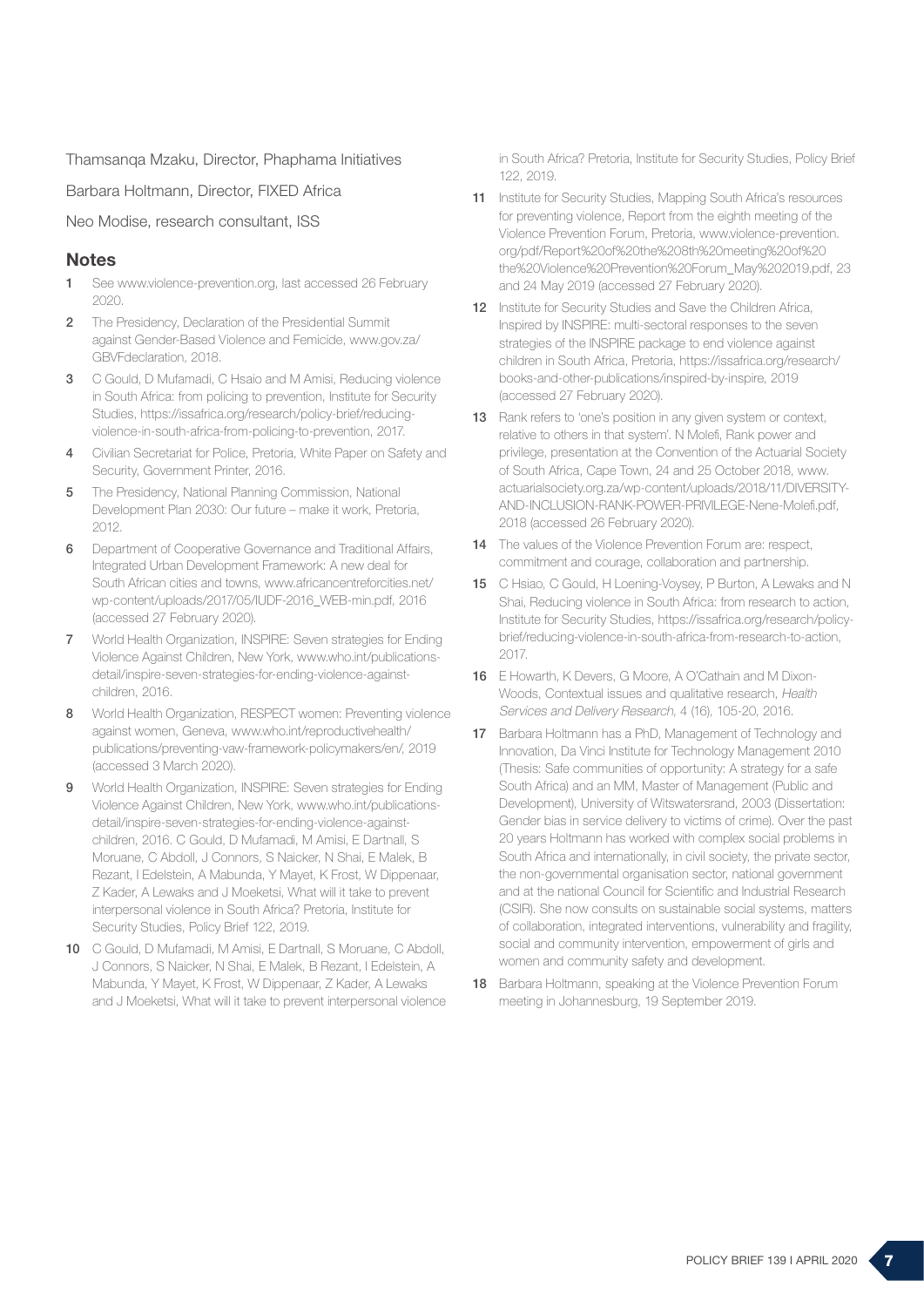Thamsanqa Mzaku, Director, Phaphama Initiatives

Barbara Holtmann, Director, FIXED Africa

Neo Modise, research consultant, ISS

## Notes

1. See www.violence-prevention.org, last accessed 26 February 2020.
2. The Presidency, Declaration of the Presidential Summit against Gender-Based Violence and Femicide, www.gov.za/GBVFdeclaration, 2018.
3. C Gould, D Mufamadi, C Hsaio and M Amisi, Reducing violence in South Africa: from policing to prevention, Institute for Security Studies, https://issafrica.org/research/policy-brief/reducing-violence-in-south-africa-from-policing-to-prevention, 2017.
4. Civilian Secretariat for Police, Pretoria, White Paper on Safety and Security, Government Printer, 2016.
5. The Presidency, National Planning Commission, National Development Plan 2030: Our future – make it work, Pretoria, 2012.
6. Department of Cooperative Governance and Traditional Affairs, Integrated Urban Development Framework: A new deal for South African cities and towns, www.africancentreforcities.net/wp-content/uploads/2017/05/IUDF-2016_WEB-min.pdf, 2016 (accessed 27 February 2020).
7. World Health Organization, INSPIRE: Seven strategies for Ending Violence Against Children, New York, www.who.int/publications-detail/inspire-seven-strategies-for-ending-violence-against-children, 2016.
8. World Health Organization, RESPECT women: Preventing violence against women, Geneva, www.who.int/reproductivehealth/publications/preventing-vaw-framework-policymakers/en/, 2019 (accessed 3 March 2020).
9. World Health Organization, INSPIRE: Seven strategies for Ending Violence Against Children, New York, www.who.int/publications-detail/inspire-seven-strategies-for-ending-violence-against-children, 2016. C Gould, D Mufamadi, M Amisi, E Dartnall, S Moruane, C Abdoll, J Connors, S Naicker, N Shai, E Malek, B Rezant, I Edelstein, A Mabunda, Y Mayet, K Frost, W Dippenaar, Z Kader, A Lewaks and J Moeketsi, What will it take to prevent interpersonal violence in South Africa? Pretoria, Institute for Security Studies, Policy Brief 122, 2019.
10. C Gould, D Mufamadi, M Amisi, E Dartnall, S Moruane, C Abdoll, J Connors, S Naicker, N Shai, E Malek, B Rezant, I Edelstein, A Mabunda, Y Mayet, K Frost, W Dippenaar, Z Kader, A Lewaks and J Moeketsi, What will it take to prevent interpersonal violence in South Africa? Pretoria, Institute for Security Studies, Policy Brief 122, 2019.
11. Institute for Security Studies, Mapping South Africa's resources for preventing violence, Report from the eighth meeting of the Violence Prevention Forum, Pretoria, www.violence-prevention.org/pdf/Report%20of%20the%208th%20meeting%20of%20the%20Violence%20Prevention%20Forum_May%202019.pdf, 23 and 24 May 2019 (accessed 27 February 2020).
12. Institute for Security Studies and Save the Children Africa, Inspired by INSPIRE: multi-sectoral responses to the seven strategies of the INSPIRE package to end violence against children in South Africa, Pretoria, https://issafrica.org/research/books-and-other-publications/inspired-by-inspire, 2019 (accessed 27 February 2020).
13. Rank refers to 'one's position in any given system or context, relative to others in that system'. N Molefi, Rank power and privilege, presentation at the Convention of the Actuarial Society of South Africa, Cape Town, 24 and 25 October 2018, www.actuarialsociety.org.za/wp-content/uploads/2018/11/DIVERSITY-AND-INCLUSION-RANK-POWER-PRIVILEGE-Nene-Molefi.pdf, 2018 (accessed 26 February 2020).
14. The values of the Violence Prevention Forum are: respect, commitment and courage, collaboration and partnership.
15. C Hsiao, C Gould, H Loening-Voysey, P Burton, A Lewaks and N Shai, Reducing violence in South Africa: from research to action, Institute for Security Studies, https://issafrica.org/research/policy-brief/reducing-violence-in-south-africa-from-research-to-action, 2017.
16. E Howarth, K Devers, G Moore, A O'Cathain and M Dixon-Woods, Contextual issues and qualitative research, *Health Services and Delivery Research,* 4 (16), 105-20, 2016.
17. Barbara Holtmann has a PhD, Management of Technology and Innovation, Da Vinci Institute for Technology Management 2010 (Thesis: Safe communities of opportunity: A strategy for a safe South Africa) and an MM, Master of Management (Public and Development), University of Witswatersrand, 2003 (Dissertation: Gender bias in service delivery to victims of crime). Over the past 20 years Holtmann has worked with complex social problems in South Africa and internationally, in civil society, the private sector, the non-governmental organisation sector, national government and at the national Council for Scientific and Industrial Research (CSIR). She now consults on sustainable social systems, matters of collaboration, integrated interventions, vulnerability and fragility, social and community intervention, empowerment of girls and women and community safety and development.
18. Barbara Holtmann, speaking at the Violence Prevention Forum meeting in Johannesburg, 19 September 2019.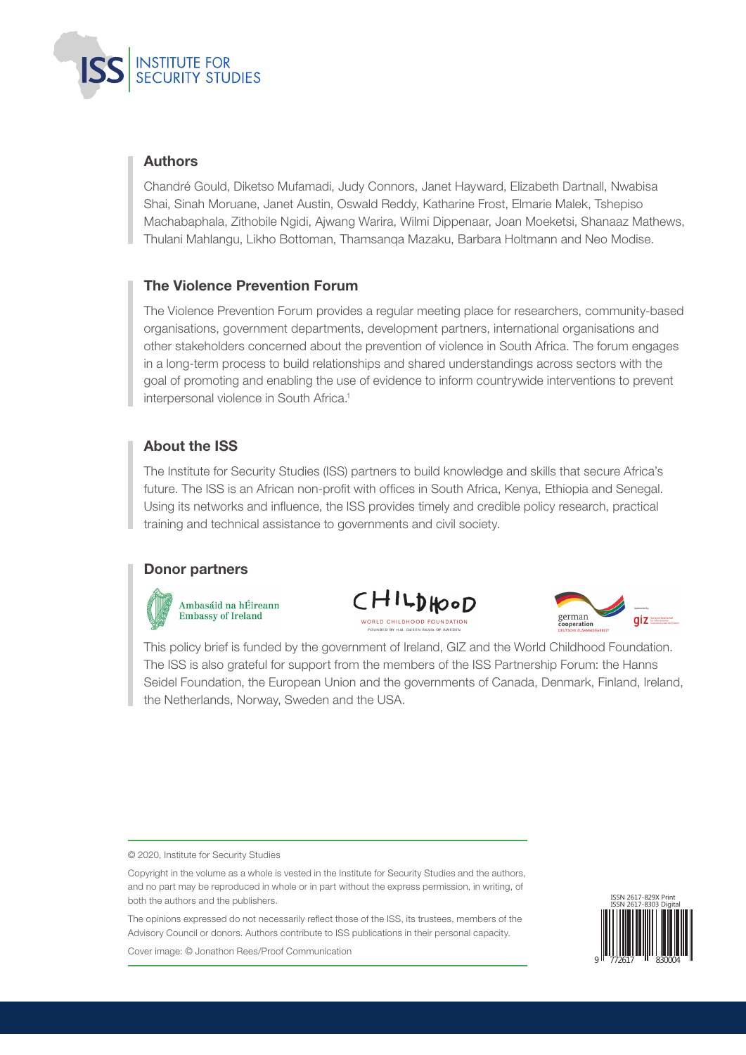## Authors

Chandré Gould, Diketso Mufamadi, Judy Connors, Janet Hayward, Elizabeth Dartnall, Nwabisa Shai, Sinah Moruane, Janet Austin, Oswald Reddy, Katharine Frost, Elmarie Malek, Tshepiso Machabaphala, Zithobile Ngidi, Ajwang Warira, Wilmi Dippenaar, Joan Moeketsi, Shanaaz Mathews, Thulani Mahlangu, Likho Bottoman, Thamsanqa Mazaku, Barbara Holtmann and Neo Modise.

## The Violence Prevention Forum

The Violence Prevention Forum provides a regular meeting place for researchers, community-based organisations, government departments, development partners, international organisations and other stakeholders concerned about the prevention of violence in South Africa. The forum engages in a long-term process to build relationships and shared understandings across sectors with the goal of promoting and enabling the use of evidence to inform countrywide interventions to prevent interpersonal violence in South Africa.[1]

## About the ISS

The Institute for Security Studies (ISS) partners to build knowledge and skills that secure Africa's future. The ISS is an African non-profit with offices in South Africa, Kenya, Ethiopia and Senegal. Using its networks and influence, the ISS provides timely and credible policy research, practical training and technical assistance to governments and civil society.

## Donor partners

Ambasáid na hÉireann
Embassy of Ireland

CHILDHOOD
WORLD CHILDHOOD FOUNDATION
FOUNDED BY H.M. QUEEN SILVIA OF SWEDEN

german cooperation
DEUTSCHE ZUSAMMENARBEIT

giz

This policy brief is funded by the government of Ireland, GIZ and the World Childhood Foundation. The ISS is also grateful for support from the members of the ISS Partnership Forum: the Hanns Seidel Foundation, the European Union and the governments of Canada, Denmark, Finland, Ireland, the Netherlands, Norway, Sweden and the USA.

© 2020, Institute for Security Studies

Copyright in the volume as a whole is vested in the Institute for Security Studies and the authors, and no part may be reproduced in whole or in part without the express permission, in writing, of both the authors and the publishers.

The opinions expressed do not necessarily reflect those of the ISS, its trustees, members of the Advisory Council or donors. Authors contribute to ISS publications in their personal capacity.

Cover image: © Jonathon Rees/Proof Communication

ISSN 2617-829X Print
ISSN 2617-8303 Digital

9 772617 830004